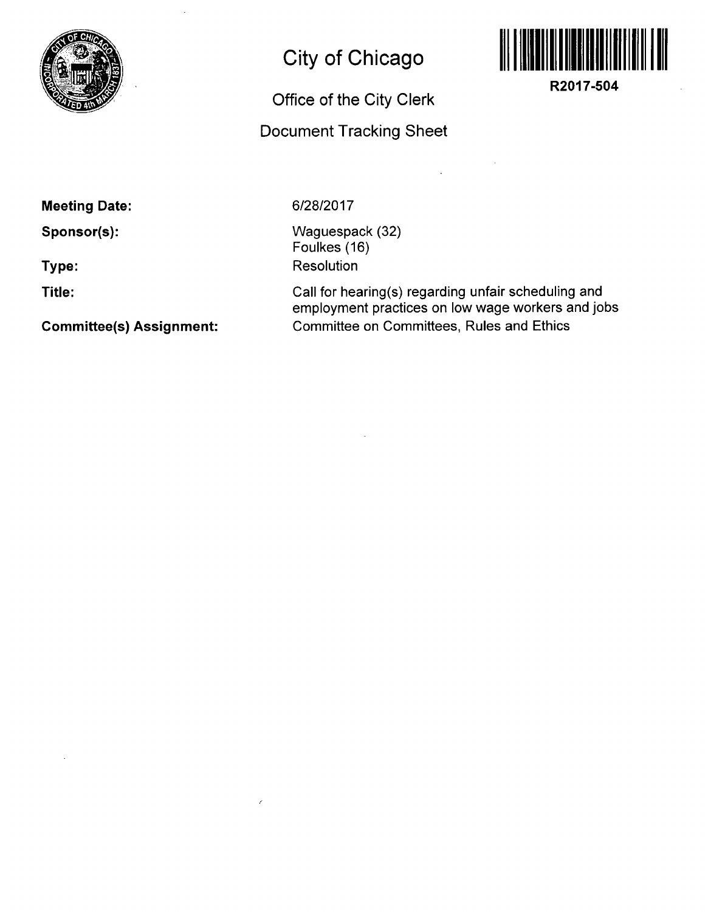# City of Chicago

## Office of the City Clerk

## Document Tracking Sheet

**R2017-504**

**Meeting Date:** 6/28/2017

**Sponsor(s):** Waguespack (32)
Foulkes (16)

**Type:** Resolution

**Title:** Call for hearing(s) regarding unfair scheduling and employment practices on low wage workers and jobs

**Committee(s) Assignment:** Committee on Committees, Rules and Ethics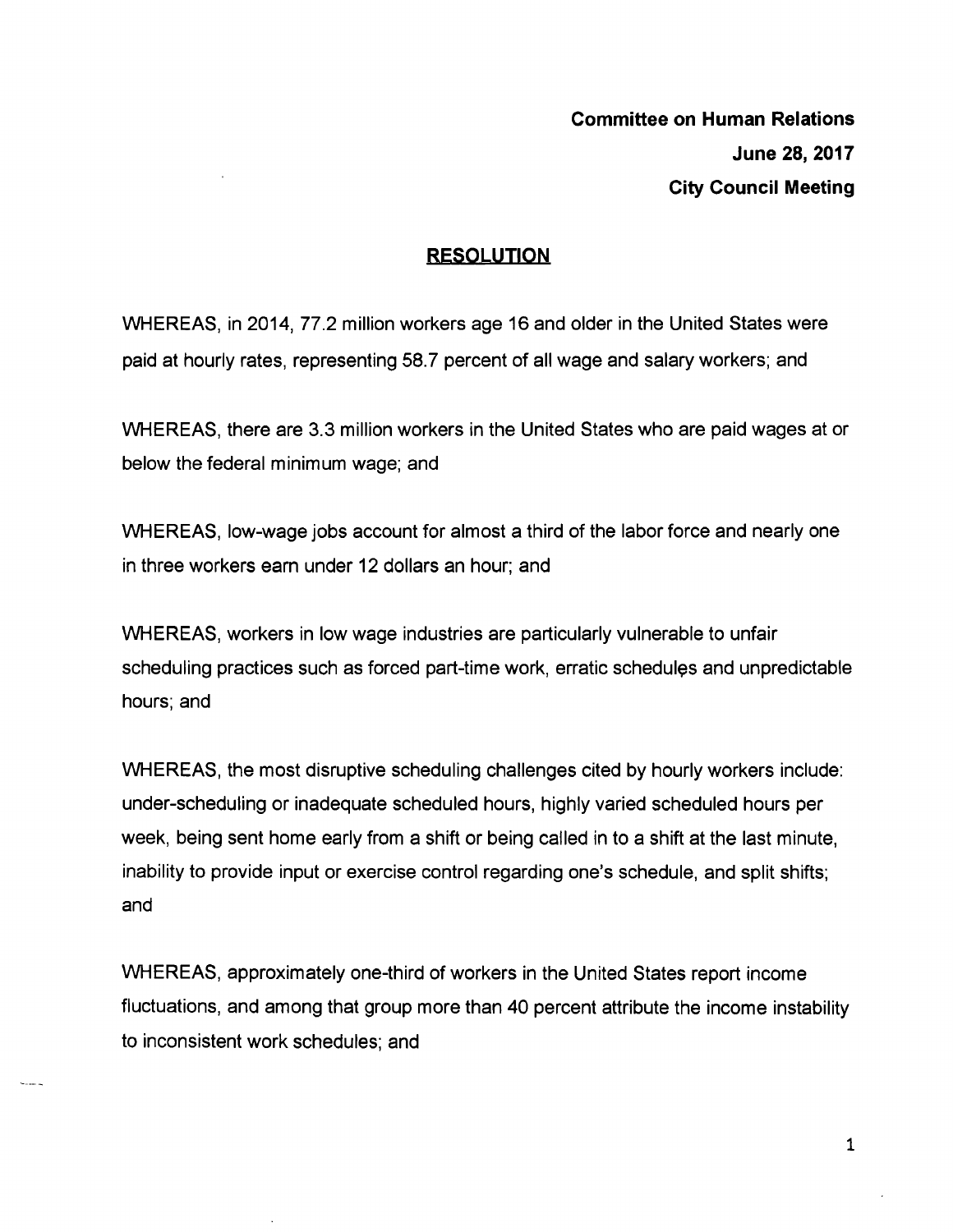**Committee on Human Relations**
**June 28, 2017**
**City Council Meeting**

## RESOLUTION

WHEREAS, in 2014, 77.2 million workers age 16 and older in the United States were paid at hourly rates, representing 58.7 percent of all wage and salary workers; and

WHEREAS, there are 3.3 million workers in the United States who are paid wages at or below the federal minimum wage; and

WHEREAS, low-wage jobs account for almost a third of the labor force and nearly one in three workers earn under 12 dollars an hour; and

WHEREAS, workers in low wage industries are particularly vulnerable to unfair scheduling practices such as forced part-time work, erratic schedules and unpredictable hours; and

WHEREAS, the most disruptive scheduling challenges cited by hourly workers include: under-scheduling or inadequate scheduled hours, highly varied scheduled hours per week, being sent home early from a shift or being called in to a shift at the last minute, inability to provide input or exercise control regarding one's schedule, and split shifts; and

WHEREAS, approximately one-third of workers in the United States report income fluctuations, and among that group more than 40 percent attribute the income instability to inconsistent work schedules; and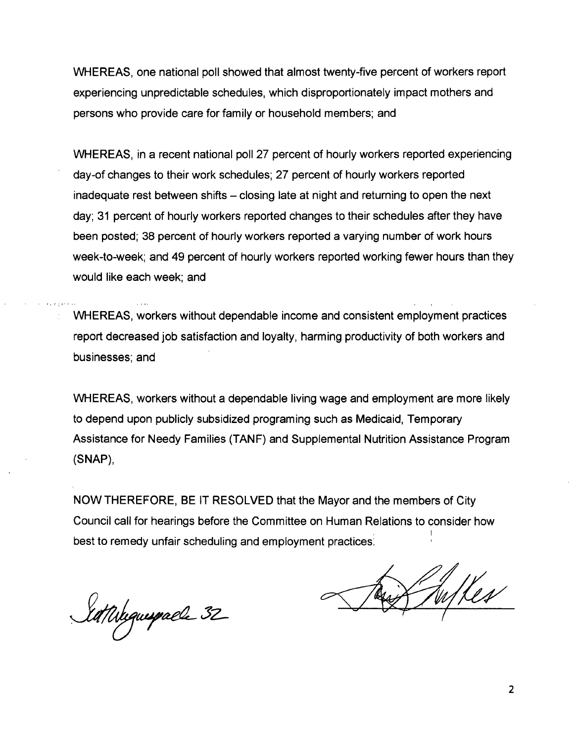WHEREAS, one national poll showed that almost twenty-five percent of workers report experiencing unpredictable schedules, which disproportionately impact mothers and persons who provide care for family or household members; and

WHEREAS, in a recent national poll 27 percent of hourly workers reported experiencing day-of changes to their work schedules; 27 percent of hourly workers reported inadequate rest between shifts – closing late at night and returning to open the next day; 31 percent of hourly workers reported changes to their schedules after they have been posted; 38 percent of hourly workers reported a varying number of work hours week-to-week; and 49 percent of hourly workers reported working fewer hours than they would like each week; and

WHEREAS, workers without dependable income and consistent employment practices report decreased job satisfaction and loyalty, harming productivity of both workers and businesses; and

WHEREAS, workers without a dependable living wage and employment are more likely to depend upon publicly subsidized programing such as Medicaid, Temporary Assistance for Needy Families (TANF) and Supplemental Nutrition Assistance Program (SNAP),

NOW THEREFORE, BE IT RESOLVED that the Mayor and the members of City Council call for hearings before the Committee on Human Relations to consider how best to remedy unfair scheduling and employment practices.

Scott Waguespack 32

Tom Tunney